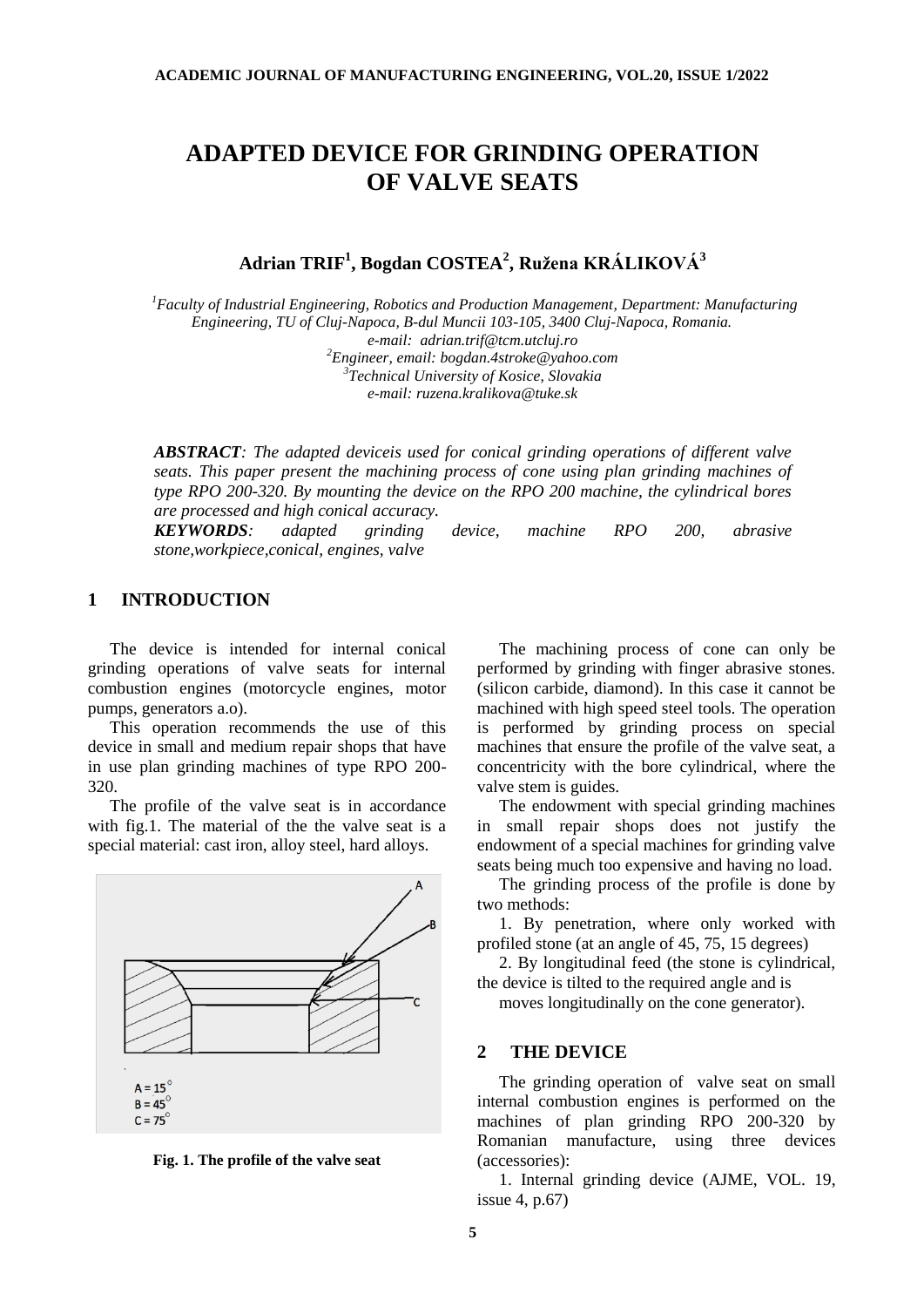# ADAPTED DEVICE FOR GRINDING OPERATION OF VALVE SEATS

**Adrian TRIF[1], Bogdan COSTEA[2], Ružena KRÁLIKOVÁ[3]**

*[1]Faculty of Industrial Engineering, Robotics and Production Management, Department: Manufacturing Engineering, TU of Cluj-Napoca, B-dul Muncii 103-105, 3400 Cluj-Napoca, Romania.*
*e-mail: adrian.trif@tcm.utcluj.ro*
*[2]Engineer, email: bogdan.4stroke@yahoo.com*
*[3]Technical University of Kosice, Slovakia*
*e-mail: ruzena.kralikova@tuke.sk*

***ABSTRACT**: The adapted deviceis used for conical grinding operations of different valve seats. This paper present the machining process of cone using plan grinding machines of type RPO 200-320. By mounting the device on the RPO 200 machine, the cylindrical bores are processed and high conical accuracy.*

***KEYWORDS**: adapted grinding device, machine RPO 200, abrasive stone,workpiece,conical, engines, valve*

## 1 INTRODUCTION

The device is intended for internal conical grinding operations of valve seats for internal combustion engines (motorcycle engines, motor pumps, generators a.o).

This operation recommends the use of this device in small and medium repair shops that have in use plan grinding machines of type RPO 200-320.

The profile of the valve seat is in accordance with fig.1. The material of the the valve seat is a special material: cast iron, alloy steel, hard alloys.

A = 15°
B = 45°
C = 75°

**Fig. 1. The profile of the valve seat**

The machining process of cone can only be performed by grinding with finger abrasive stones. (silicon carbide, diamond). In this case it cannot be machined with high speed steel tools. The operation is performed by grinding process on special machines that ensure the profile of the valve seat, a concentricity with the bore cylindrical, where the valve stem is guides.

The endowment with special grinding machines in small repair shops does not justify the endowment of a special machines for grinding valve seats being much too expensive and having no load.

The grinding process of the profile is done by two methods:

1. By penetration, where only worked with profiled stone (at an angle of 45, 75, 15 degrees)

2. By longitudinal feed (the stone is cylindrical, the device is tilted to the required angle and is moves longitudinally on the cone generator).

## 2 THE DEVICE

The grinding operation of valve seat on small internal combustion engines is performed on the machines of plan grinding RPO 200-320 by Romanian manufacture, using three devices (accessories):

1. Internal grinding device (AJME, VOL. 19, issue 4, p.67)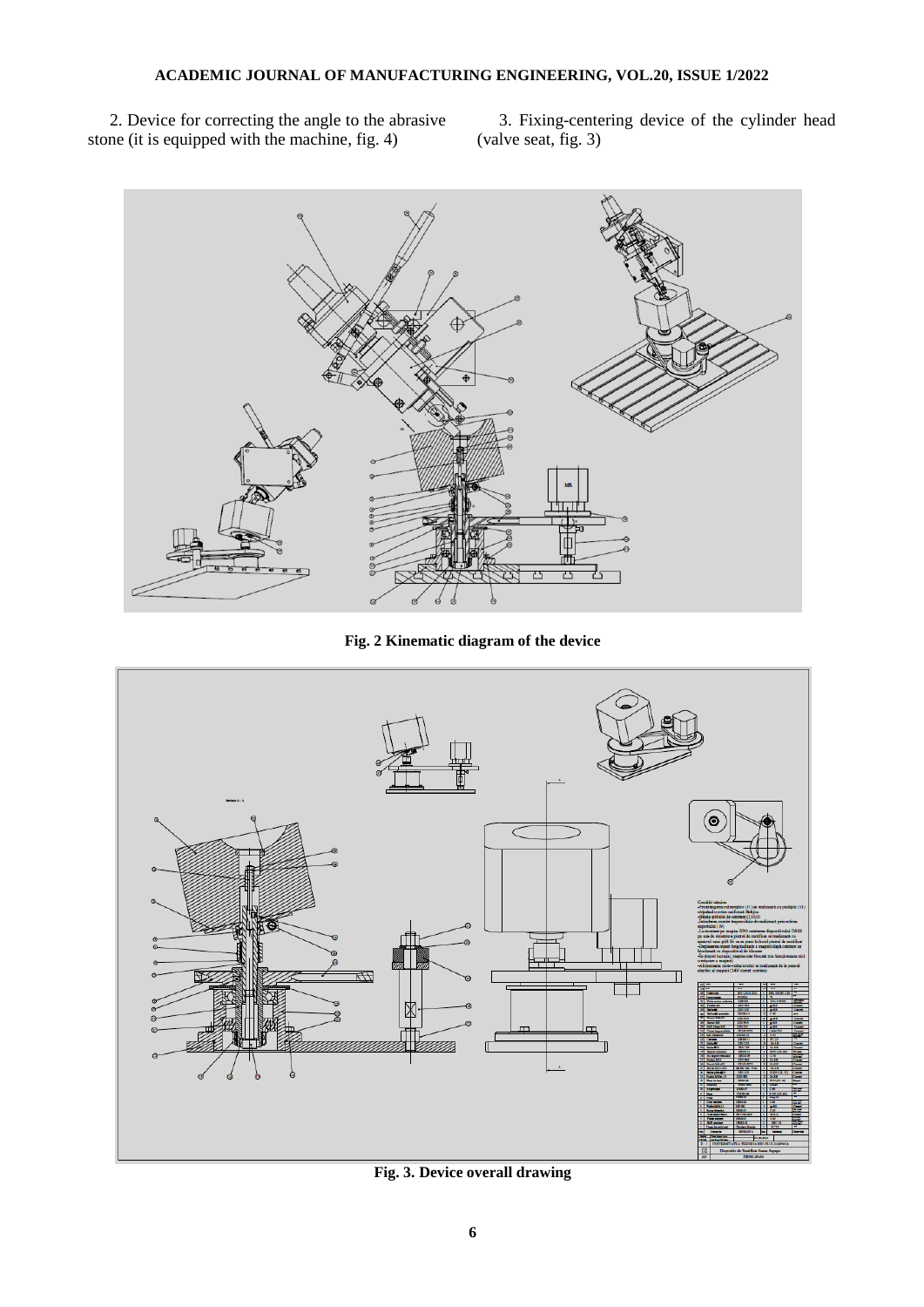2. Device for correcting the angle to the abrasive stone (it is equipped with the machine, fig. 4)

3. Fixing-centering device of the cylinder head (valve seat, fig. 3)

**Fig. 2 Kinematic diagram of the device**

**Fig. 3. Device overall drawing**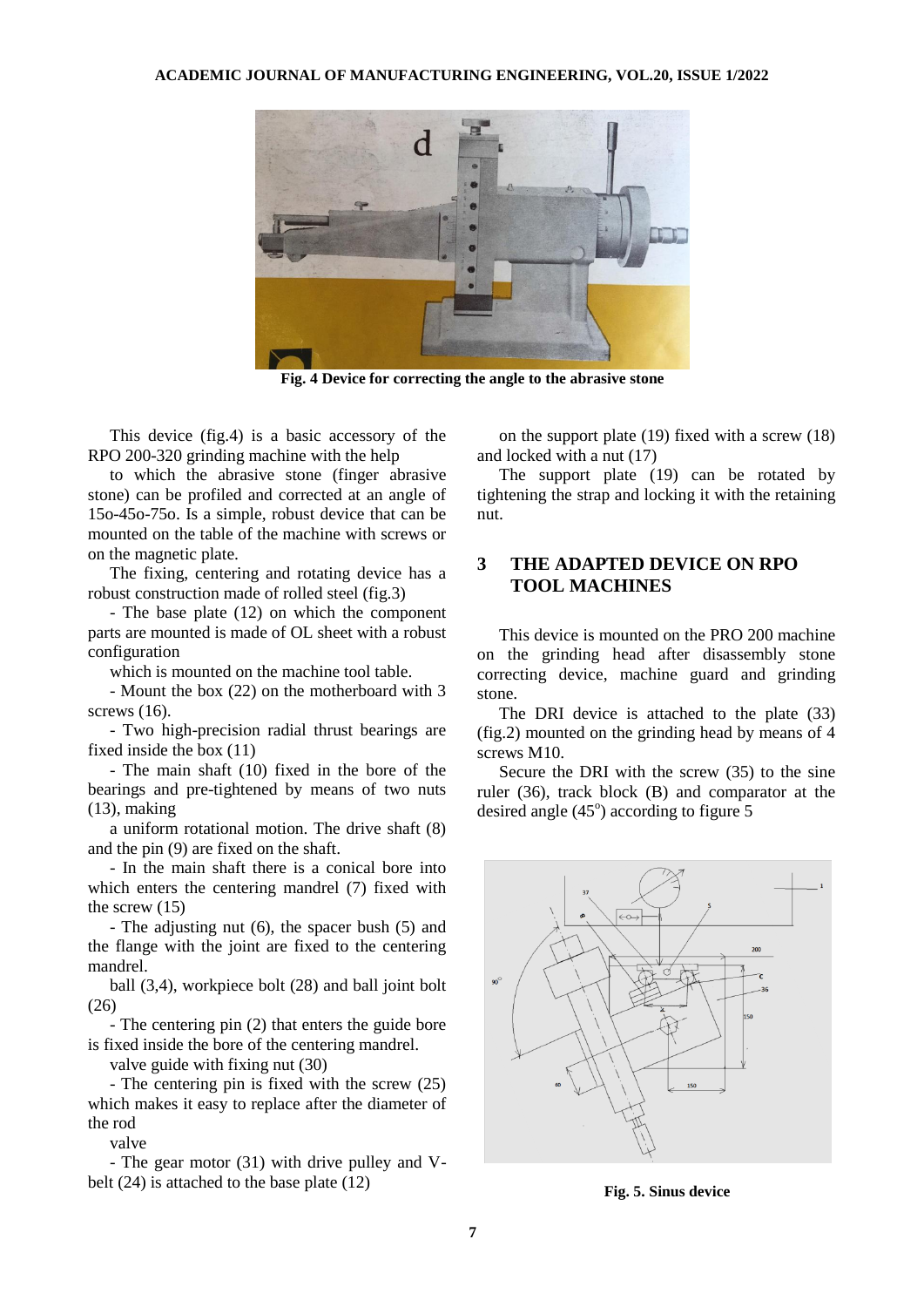Fig. 4 Device for correcting the angle to the abrasive stone

This device (fig.4) is a basic accessory of the RPO 200-320 grinding machine with the help

to which the abrasive stone (finger abrasive stone) can be profiled and corrected at an angle of 15o-45o-75o. Is a simple, robust device that can be mounted on the table of the machine with screws or on the magnetic plate.

The fixing, centering and rotating device has a robust construction made of rolled steel (fig.3)

- The base plate (12) on which the component parts are mounted is made of OL sheet with a robust configuration

which is mounted on the machine tool table.

- Mount the box (22) on the motherboard with 3 screws (16).
- Two high-precision radial thrust bearings are fixed inside the box (11)
- The main shaft (10) fixed in the bore of the bearings and pre-tightened by means of two nuts (13), making

a uniform rotational motion. The drive shaft (8) and the pin (9) are fixed on the shaft.

- In the main shaft there is a conical bore into which enters the centering mandrel (7) fixed with the screw (15)
- The adjusting nut (6), the spacer bush (5) and the flange with the joint are fixed to the centering mandrel.

ball (3,4), workpiece bolt (28) and ball joint bolt (26)

- The centering pin (2) that enters the guide bore is fixed inside the bore of the centering mandrel.

valve guide with fixing nut (30)

- The centering pin is fixed with the screw (25) which makes it easy to replace after the diameter of the rod

valve

- The gear motor (31) with drive pulley and V-belt (24) is attached to the base plate (12)

on the support plate (19) fixed with a screw (18) and locked with a nut (17)

The support plate (19) can be rotated by tightening the strap and locking it with the retaining nut.

## 3 THE ADAPTED DEVICE ON RPO TOOL MACHINES

This device is mounted on the PRO 200 machine on the grinding head after disassembly stone correcting device, machine guard and grinding stone.

The DRI device is attached to the plate (33) (fig.2) mounted on the grinding head by means of 4 screws M10.

Secure the DRI with the screw (35) to the sine ruler (36), track block (B) and comparator at the desired angle ($45^{o}$) according to figure 5

Fig. 5. Sinus device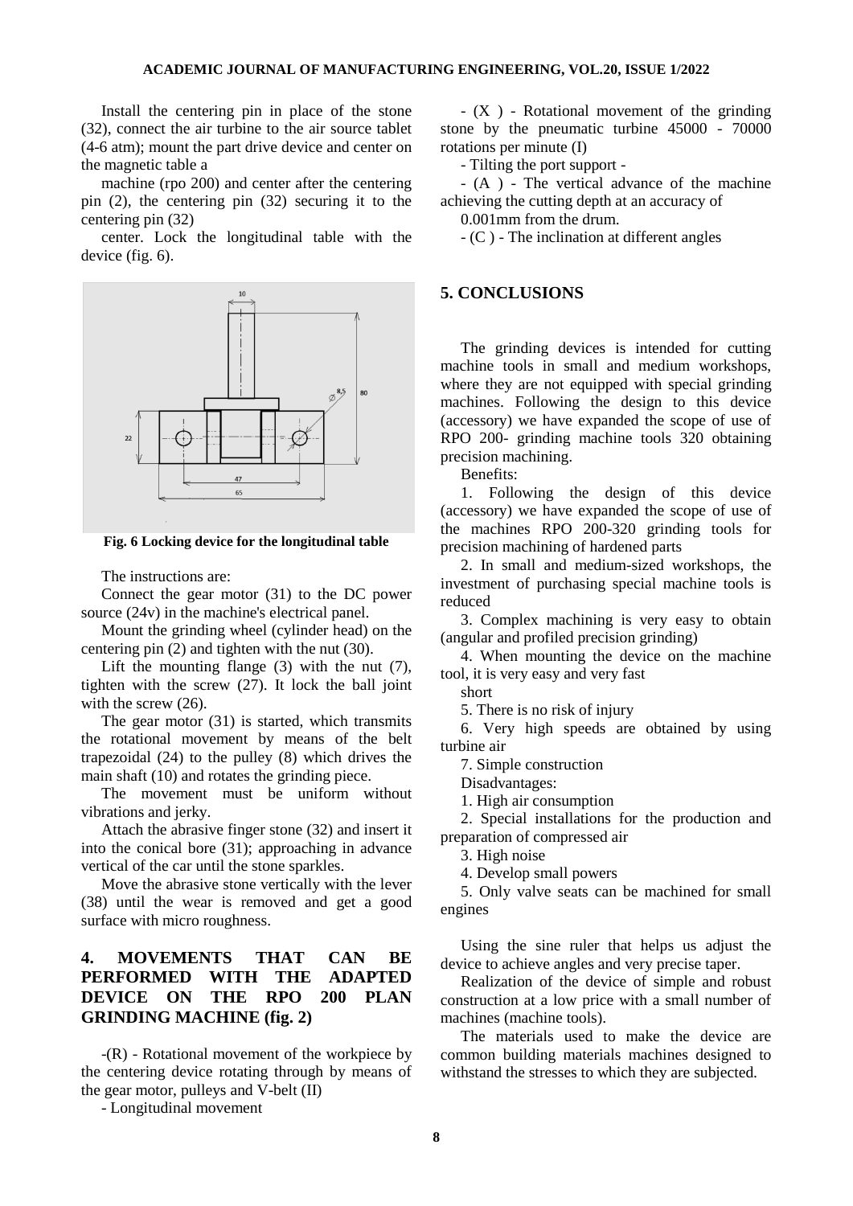Install the centering pin in place of the stone (32), connect the air turbine to the air source tablet (4-6 atm); mount the part drive device and center on the magnetic table a

machine (rpo 200) and center after the centering pin (2), the centering pin (32) securing it to the centering pin (32)

center. Lock the longitudinal table with the device (fig. 6).

**Fig. 6 Locking device for the longitudinal table**

The instructions are:

Connect the gear motor (31) to the DC power source (24v) in the machine's electrical panel.

Mount the grinding wheel (cylinder head) on the centering pin (2) and tighten with the nut (30).

Lift the mounting flange (3) with the nut (7), tighten with the screw (27). It lock the ball joint with the screw (26).

The gear motor (31) is started, which transmits the rotational movement by means of the belt trapezoidal (24) to the pulley (8) which drives the main shaft (10) and rotates the grinding piece.

The movement must be uniform without vibrations and jerky.

Attach the abrasive finger stone (32) and insert it into the conical bore (31); approaching in advance vertical of the car until the stone sparkles.

Move the abrasive stone vertically with the lever (38) until the wear is removed and get a good surface with micro roughness.

## 4. MOVEMENTS THAT CAN BE PERFORMED WITH THE ADAPTED DEVICE ON THE RPO 200 PLAN GRINDING MACHINE (fig. 2)

-(R) - Rotational movement of the workpiece by the centering device rotating through by means of the gear motor, pulleys and V-belt (II)

- Longitudinal movement

- (X ) - Rotational movement of the grinding stone by the pneumatic turbine 45000 - 70000 rotations per minute (I)

- Tilting the port support -

- (A ) - The vertical advance of the machine achieving the cutting depth at an accuracy of

0.001mm from the drum.

- (C ) - The inclination at different angles

## 5. CONCLUSIONS

The grinding devices is intended for cutting machine tools in small and medium workshops, where they are not equipped with special grinding machines. Following the design to this device (accessory) we have expanded the scope of use of RPO 200- grinding machine tools 320 obtaining precision machining.

Benefits:

1. Following the design of this device (accessory) we have expanded the scope of use of the machines RPO 200-320 grinding tools for precision machining of hardened parts

2. In small and medium-sized workshops, the investment of purchasing special machine tools is reduced

3. Complex machining is very easy to obtain (angular and profiled precision grinding)

4. When mounting the device on the machine tool, it is very easy and very fast

short

5. There is no risk of injury

6. Very high speeds are obtained by using turbine air

7. Simple construction

Disadvantages:

1. High air consumption

2. Special installations for the production and preparation of compressed air

3. High noise

4. Develop small powers

5. Only valve seats can be machined for small engines

Using the sine ruler that helps us adjust the device to achieve angles and very precise taper.

Realization of the device of simple and robust construction at a low price with a small number of machines (machine tools).

The materials used to make the device are common building materials machines designed to withstand the stresses to which they are subjected.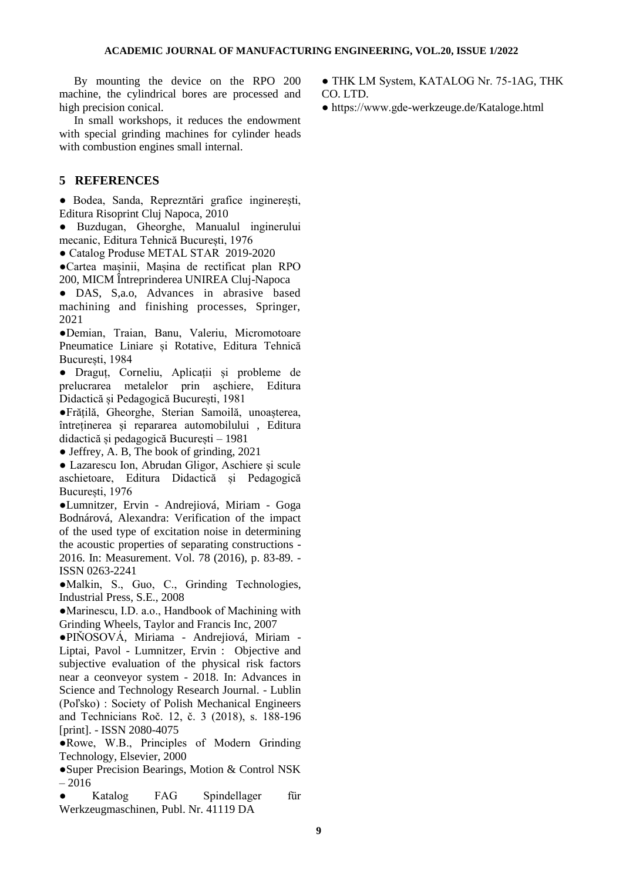By mounting the device on the RPO 200 machine, the cylindrical bores are processed and high precision conical.

In small workshops, it reduces the endowment with special grinding machines for cylinder heads with combustion engines small internal.

## 5 REFERENCES

- Bodea, Sanda, Repreznтări grafice inginerești, Editura Risoprint Cluj Napoca, 2010
- Buzdugan, Gheorghe, Manualul inginerului mecanic, Editura Tehnică București, 1976
- Catalog Produse METAL STAR 2019-2020
- Cartea mașinii, Mașina de rectificat plan RPO 200, MICM Întreprinderea UNIREA Cluj-Napoca
- DAS, S,a.o, Advances in abrasive based machining and finishing processes, Springer, 2021
- Demian, Traian, Banu, Valeriu, Micromotoare Pneumatice Liniare și Rotative, Editura Tehnică București, 1984
- Draguț, Corneliu, Aplicații și probleme de prelucrarea metalelor prin așchiere, Editura Didactică și Pedagogică București, 1981
- Frățilă, Gheorghe, Sterian Samoilă, unoașterea, întreținerea și repararea automobilului , Editura didactică și pedagogică București – 1981
- Jeffrey, A. B, The book of grinding, 2021
- Lazarescu Ion, Abrudan Gligor, Aschiere și scule aschietoare, Editura Didactică și Pedagogică București, 1976
- Lumnitzer, Ervin - Andrejiová, Miriam - Goga Bodnárová, Alexandra: Verification of the impact of the used type of excitation noise in determining the acoustic properties of separating constructions - 2016. In: Measurement. Vol. 78 (2016), p. 83-89. - ISSN 0263-2241
- Malkin, S., Guo, C., Grinding Technologies, Industrial Press, S.E., 2008
- Marinescu, I.D. a.o., Handbook of Machining with Grinding Wheels, Taylor and Francis Inc, 2007
- PIŇOSOVÁ, Miriama - Andrejiová, Miriam - Liptai, Pavol - Lumnitzer, Ervin : Objective and subjective evaluation of the physical risk factors near a ceonveyor system - 2018. In: Advances in Science and Technology Research Journal. - Lublin (Poľsko) : Society of Polish Mechanical Engineers and Technicians Roč. 12, č. 3 (2018), s. 188-196 [print]. - ISSN 2080-4075
- Rowe, W.B., Principles of Modern Grinding Technology, Elsevier, 2000
- Super Precision Bearings, Motion & Control NSK – 2016
- Katalog FAG Spindellager für Werkzeugmaschinen, Publ. Nr. 41119 DA
- THK LM System, KATALOG Nr. 75-1AG, THK CO. LTD.
- https://www.gde-werkzeuge.de/Kataloge.html